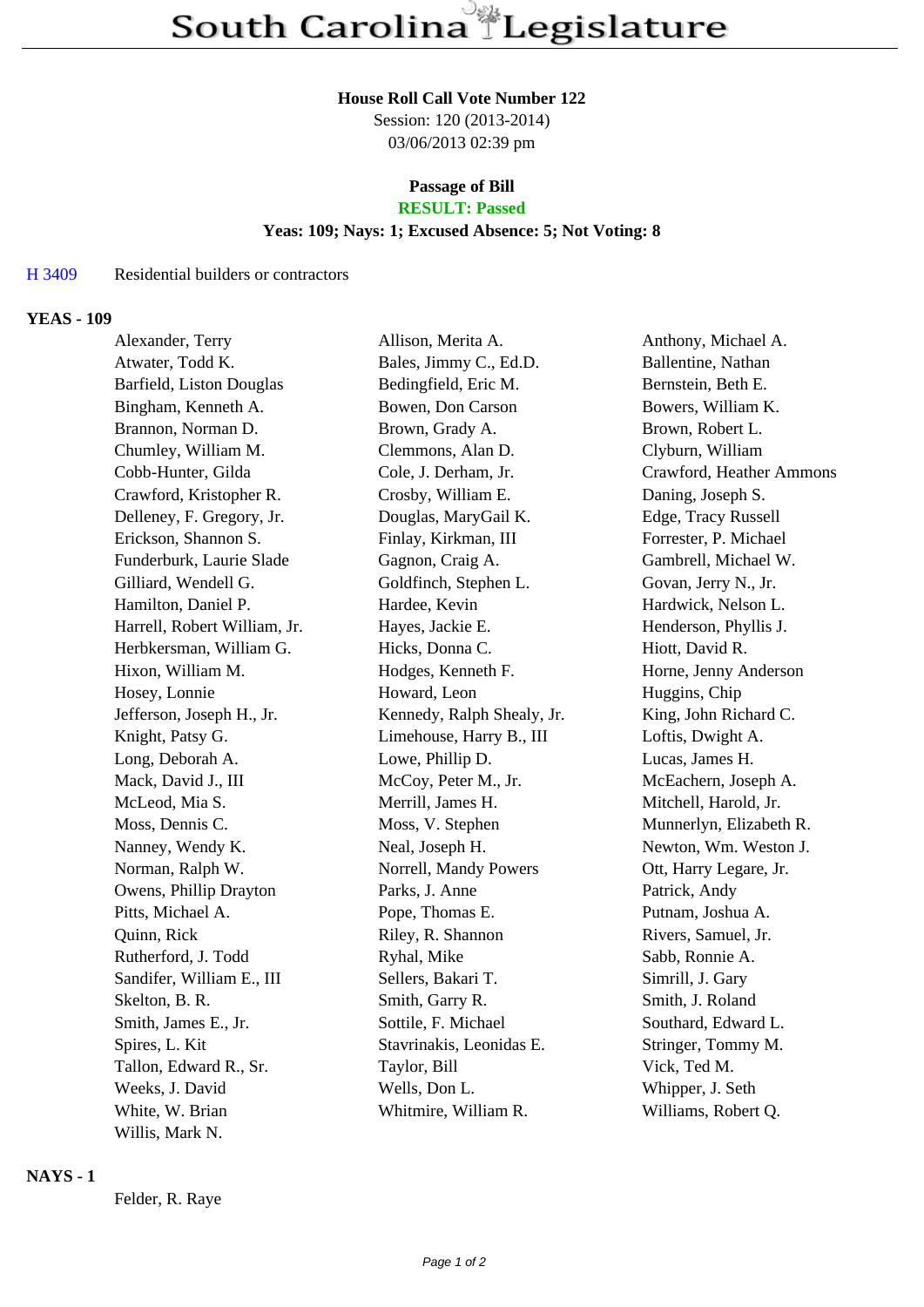# South Carolina Legislature

**House Roll Call Vote Number 122**
Session: 120 (2013-2014)
03/06/2013 02:39 pm

**Passage of Bill**
**RESULT: Passed**
**Yeas: 109; Nays: 1; Excused Absence: 5; Not Voting: 8**

H 3409 Residential builders or contractors

## YEAS - 109

| | | |
|---|---|---|
| Alexander, Terry | Allison, Merita A. | Anthony, Michael A. |
| Atwater, Todd K. | Bales, Jimmy C., Ed.D. | Ballentine, Nathan |
| Barfield, Liston Douglas | Bedingfield, Eric M. | Bernstein, Beth E. |
| Bingham, Kenneth A. | Bowen, Don Carson | Bowers, William K. |
| Brannon, Norman D. | Brown, Grady A. | Brown, Robert L. |
| Chumley, William M. | Clemmons, Alan D. | Clyburn, William |
| Cobb-Hunter, Gilda | Cole, J. Derham, Jr. | Crawford, Heather Ammons |
| Crawford, Kristopher R. | Crosby, William E. | Daning, Joseph S. |
| Delleney, F. Gregory, Jr. | Douglas, MaryGail K. | Edge, Tracy Russell |
| Erickson, Shannon S. | Finlay, Kirkman, III | Forrester, P. Michael |
| Funderburk, Laurie Slade | Gagnon, Craig A. | Gambrell, Michael W. |
| Gilliard, Wendell G. | Goldfinch, Stephen L. | Govan, Jerry N., Jr. |
| Hamilton, Daniel P. | Hardee, Kevin | Hardwick, Nelson L. |
| Harrell, Robert William, Jr. | Hayes, Jackie E. | Henderson, Phyllis J. |
| Herbkersman, William G. | Hicks, Donna C. | Hiott, David R. |
| Hixon, William M. | Hodges, Kenneth F. | Horne, Jenny Anderson |
| Hosey, Lonnie | Howard, Leon | Huggins, Chip |
| Jefferson, Joseph H., Jr. | Kennedy, Ralph Shealy, Jr. | King, John Richard C. |
| Knight, Patsy G. | Limehouse, Harry B., III | Loftis, Dwight A. |
| Long, Deborah A. | Lowe, Phillip D. | Lucas, James H. |
| Mack, David J., III | McCoy, Peter M., Jr. | McEachern, Joseph A. |
| McLeod, Mia S. | Merrill, James H. | Mitchell, Harold, Jr. |
| Moss, Dennis C. | Moss, V. Stephen | Munnerlyn, Elizabeth R. |
| Nanney, Wendy K. | Neal, Joseph H. | Newton, Wm. Weston J. |
| Norman, Ralph W. | Norrell, Mandy Powers | Ott, Harry Legare, Jr. |
| Owens, Phillip Drayton | Parks, J. Anne | Patrick, Andy |
| Pitts, Michael A. | Pope, Thomas E. | Putnam, Joshua A. |
| Quinn, Rick | Riley, R. Shannon | Rivers, Samuel, Jr. |
| Rutherford, J. Todd | Ryhal, Mike | Sabb, Ronnie A. |
| Sandifer, William E., III | Sellers, Bakari T. | Simrill, J. Gary |
| Skelton, B. R. | Smith, Garry R. | Smith, J. Roland |
| Smith, James E., Jr. | Sottile, F. Michael | Southard, Edward L. |
| Spires, L. Kit | Stavrinakis, Leonidas E. | Stringer, Tommy M. |
| Tallon, Edward R., Sr. | Taylor, Bill | Vick, Ted M. |
| Weeks, J. David | Wells, Don L. | Whipper, J. Seth |
| White, W. Brian | Whitmire, William R. | Williams, Robert Q. |
| Willis, Mark N. | | |

## NAYS - 1

Felder, R. Raye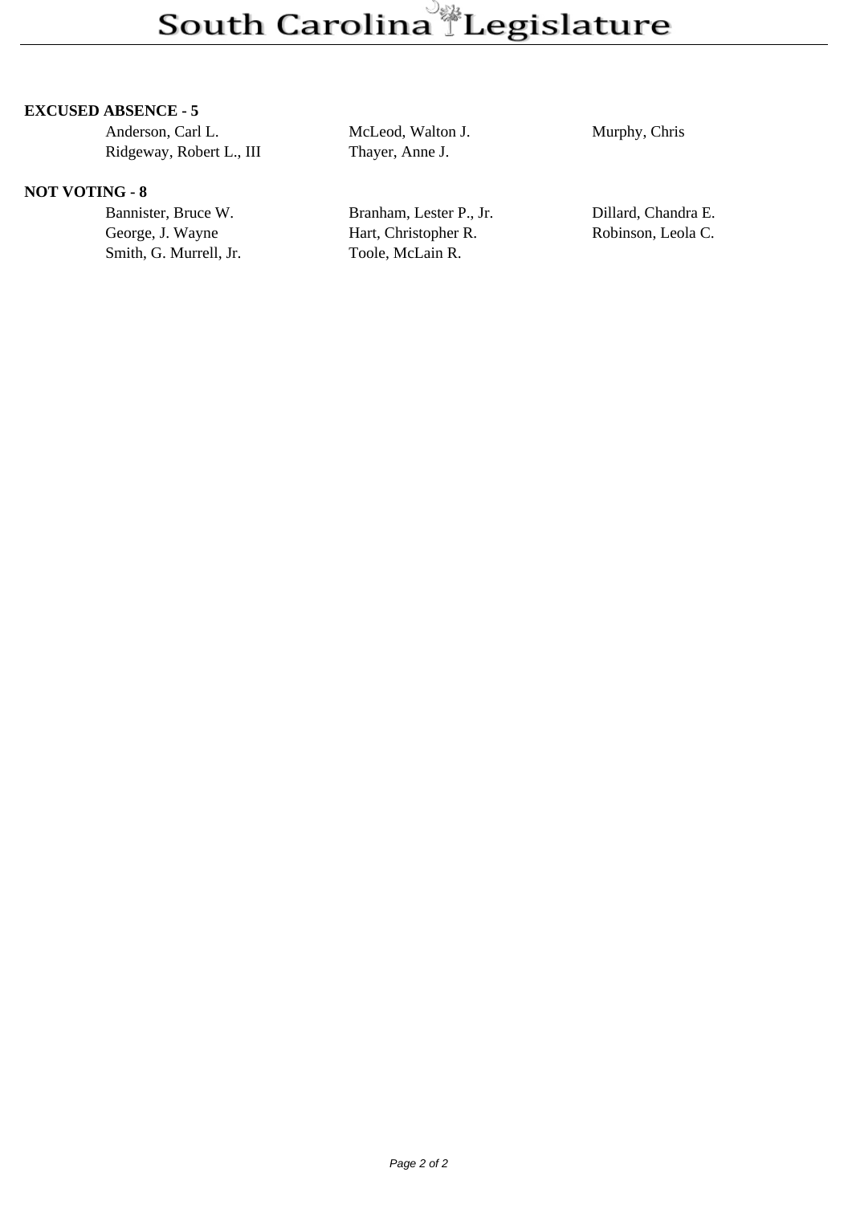**EXCUSED ABSENCE - 5**

| | | |
|---|---|---|
| Anderson, Carl L. | McLeod, Walton J. | Murphy, Chris |
| Ridgeway, Robert L., III | Thayer, Anne J. | |

**NOT VOTING - 8**

| | | |
|---|---|---|
| Bannister, Bruce W. | Branham, Lester P., Jr. | Dillard, Chandra E. |
| George, J. Wayne | Hart, Christopher R. | Robinson, Leola C. |
| Smith, G. Murrell, Jr. | Toole, McLain R. | |